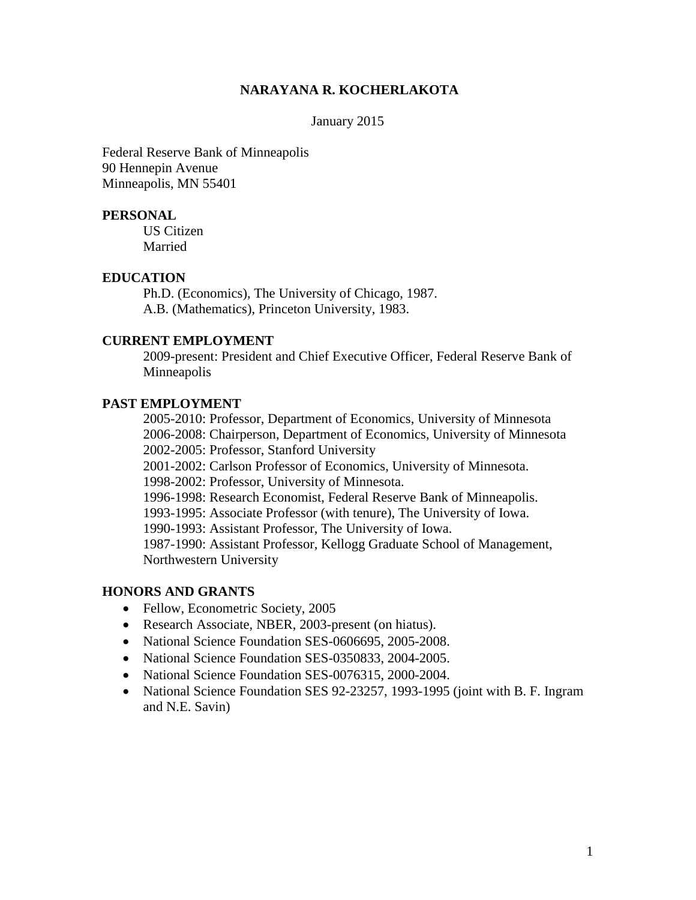# NARAYANA R. KOCHERLAKOTA

January 2015

Federal Reserve Bank of Minneapolis
90 Hennepin Avenue
Minneapolis, MN 55401

## PERSONAL

US Citizen
Married

## EDUCATION

Ph.D. (Economics), The University of Chicago, 1987.
A.B. (Mathematics), Princeton University, 1983.

## CURRENT EMPLOYMENT

2009-present: President and Chief Executive Officer, Federal Reserve Bank of Minneapolis

## PAST EMPLOYMENT

2005-2010: Professor, Department of Economics, University of Minnesota
2006-2008: Chairperson, Department of Economics, University of Minnesota
2002-2005: Professor, Stanford University
2001-2002: Carlson Professor of Economics, University of Minnesota.
1998-2002: Professor, University of Minnesota.
1996-1998: Research Economist, Federal Reserve Bank of Minneapolis.
1993-1995: Associate Professor (with tenure), The University of Iowa.
1990-1993: Assistant Professor, The University of Iowa.
1987-1990: Assistant Professor, Kellogg Graduate School of Management, Northwestern University

## HONORS AND GRANTS

- Fellow, Econometric Society, 2005
- Research Associate, NBER, 2003-present (on hiatus).
- National Science Foundation SES-0606695, 2005-2008.
- National Science Foundation SES-0350833, 2004-2005.
- National Science Foundation SES-0076315, 2000-2004.
- National Science Foundation SES 92-23257, 1993-1995 (joint with B. F. Ingram and N.E. Savin)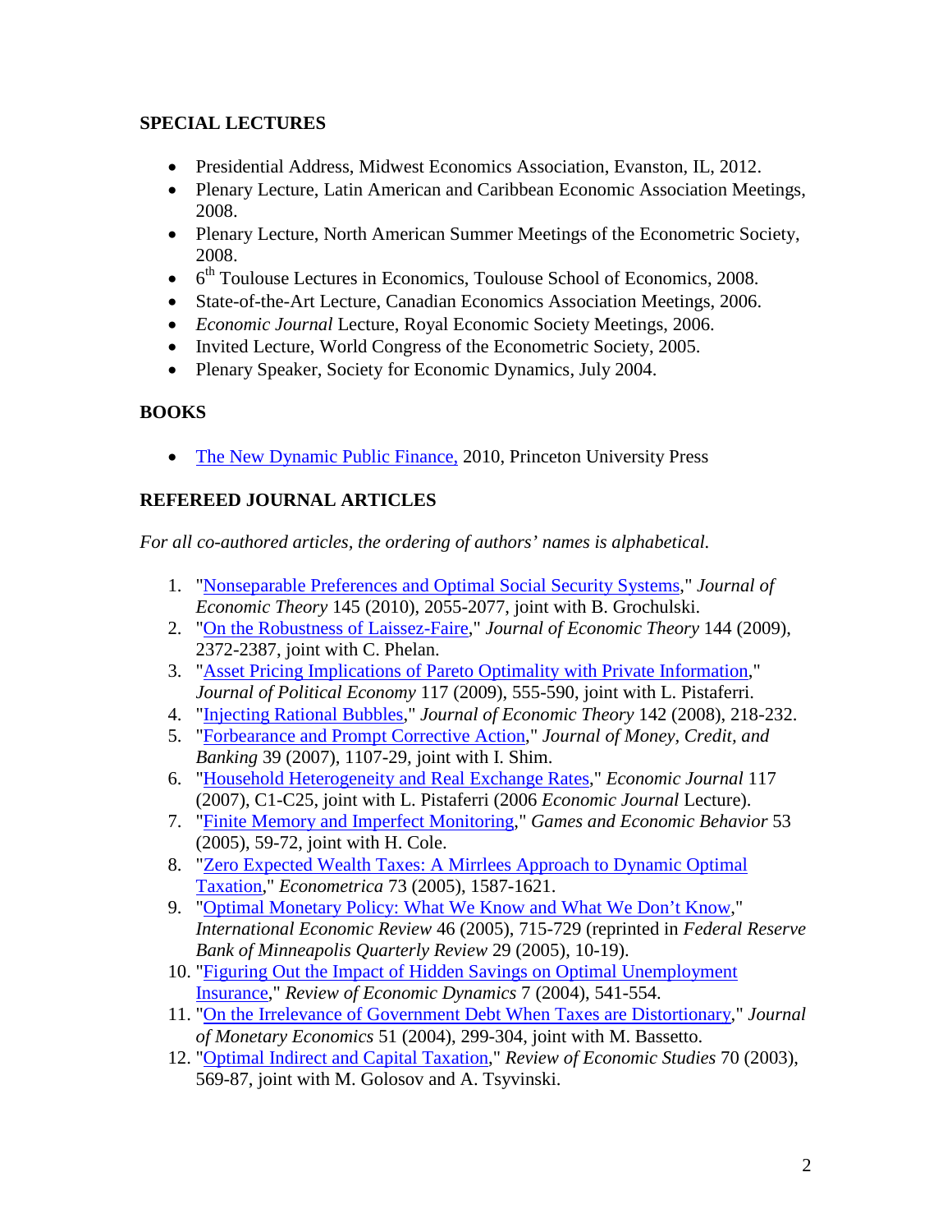## SPECIAL LECTURES

- Presidential Address, Midwest Economics Association, Evanston, IL, 2012.
- Plenary Lecture, Latin American and Caribbean Economic Association Meetings, 2008.
- Plenary Lecture, North American Summer Meetings of the Econometric Society, 2008.
- 6th Toulouse Lectures in Economics, Toulouse School of Economics, 2008.
- State-of-the-Art Lecture, Canadian Economics Association Meetings, 2006.
- *Economic Journal* Lecture, Royal Economic Society Meetings, 2006.
- Invited Lecture, World Congress of the Econometric Society, 2005.
- Plenary Speaker, Society for Economic Dynamics, July 2004.

## BOOKS

- The New Dynamic Public Finance, 2010, Princeton University Press

## REFEREED JOURNAL ARTICLES

*For all co-authored articles, the ordering of authors' names is alphabetical.*

1. "Nonseparable Preferences and Optimal Social Security Systems," *Journal of Economic Theory* 145 (2010), 2055-2077, joint with B. Grochulski.
2. "On the Robustness of Laissez-Faire," *Journal of Economic Theory* 144 (2009), 2372-2387, joint with C. Phelan.
3. "Asset Pricing Implications of Pareto Optimality with Private Information," *Journal of Political Economy* 117 (2009), 555-590, joint with L. Pistaferri.
4. "Injecting Rational Bubbles," *Journal of Economic Theory* 142 (2008), 218-232.
5. "Forbearance and Prompt Corrective Action," *Journal of Money, Credit, and Banking* 39 (2007), 1107-29, joint with I. Shim.
6. "Household Heterogeneity and Real Exchange Rates," *Economic Journal* 117 (2007), C1-C25, joint with L. Pistaferri (2006 *Economic Journal* Lecture).
7. "Finite Memory and Imperfect Monitoring," *Games and Economic Behavior* 53 (2005), 59-72, joint with H. Cole.
8. "Zero Expected Wealth Taxes: A Mirrlees Approach to Dynamic Optimal Taxation," *Econometrica* 73 (2005), 1587-1621.
9. "Optimal Monetary Policy: What We Know and What We Don't Know," *International Economic Review* 46 (2005), 715-729 (reprinted in *Federal Reserve Bank of Minneapolis Quarterly Review* 29 (2005), 10-19).
10. "Figuring Out the Impact of Hidden Savings on Optimal Unemployment Insurance," *Review of Economic Dynamics* 7 (2004), 541-554.
11. "On the Irrelevance of Government Debt When Taxes are Distortionary," *Journal of Monetary Economics* 51 (2004), 299-304, joint with M. Bassetto.
12. "Optimal Indirect and Capital Taxation," *Review of Economic Studies* 70 (2003), 569-87, joint with M. Golosov and A. Tsyvinski.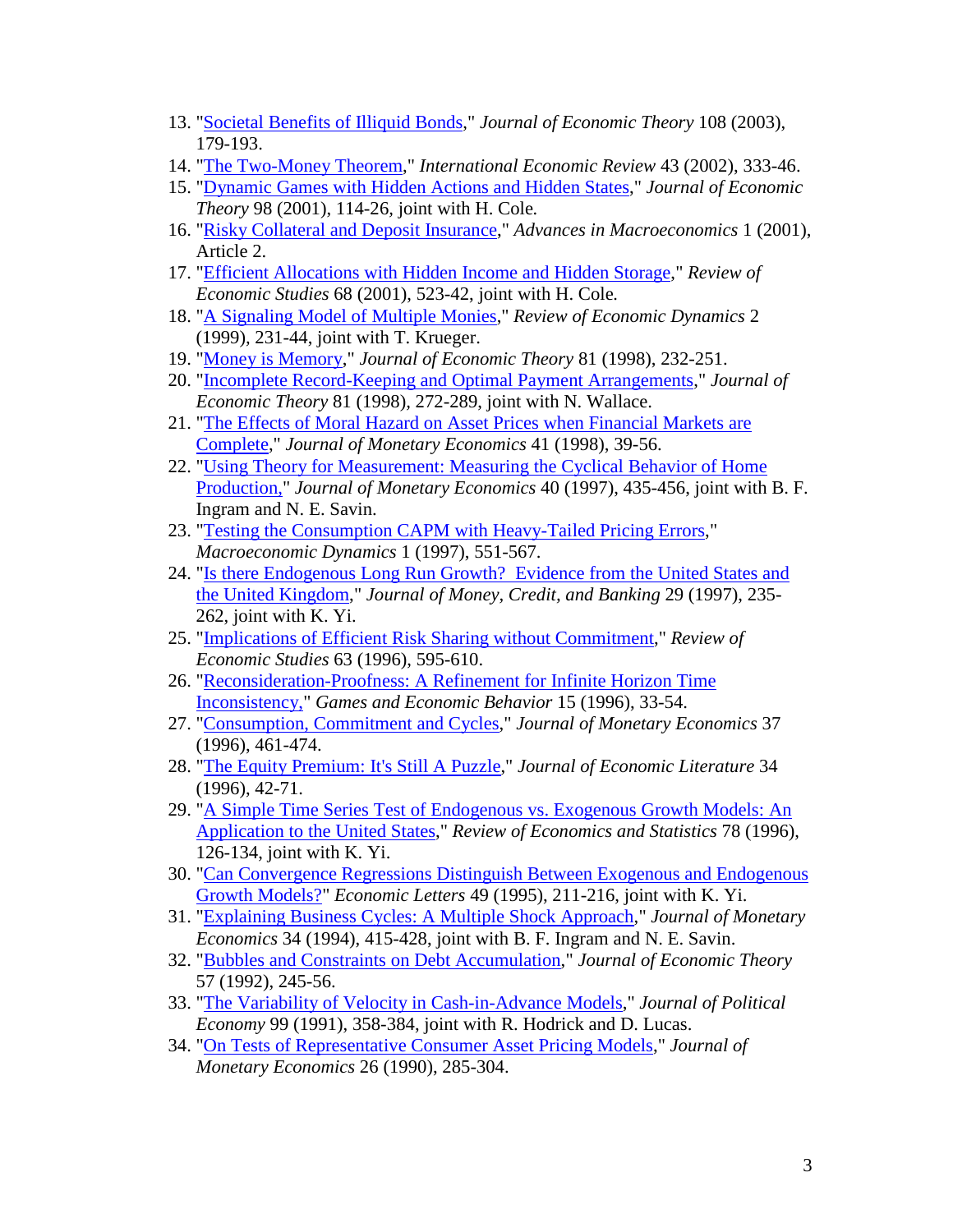13. "Societal Benefits of Illiquid Bonds," *Journal of Economic Theory* 108 (2003), 179-193.
14. "The Two-Money Theorem," *International Economic Review* 43 (2002), 333-46.
15. "Dynamic Games with Hidden Actions and Hidden States," *Journal of Economic Theory* 98 (2001), 114-26, joint with H. Cole.
16. "Risky Collateral and Deposit Insurance," *Advances in Macroeconomics* 1 (2001), Article 2.
17. "Efficient Allocations with Hidden Income and Hidden Storage," *Review of Economic Studies* 68 (2001), 523-42, joint with H. Cole.
18. "A Signaling Model of Multiple Monies," *Review of Economic Dynamics* 2 (1999), 231-44, joint with T. Krueger.
19. "Money is Memory," *Journal of Economic Theory* 81 (1998), 232-251.
20. "Incomplete Record-Keeping and Optimal Payment Arrangements," *Journal of Economic Theory* 81 (1998), 272-289, joint with N. Wallace.
21. "The Effects of Moral Hazard on Asset Prices when Financial Markets are Complete," *Journal of Monetary Economics* 41 (1998), 39-56.
22. "Using Theory for Measurement: Measuring the Cyclical Behavior of Home Production," *Journal of Monetary Economics* 40 (1997), 435-456, joint with B. F. Ingram and N. E. Savin.
23. "Testing the Consumption CAPM with Heavy-Tailed Pricing Errors," *Macroeconomic Dynamics* 1 (1997), 551-567.
24. "Is there Endogenous Long Run Growth? Evidence from the United States and the United Kingdom," *Journal of Money, Credit, and Banking* 29 (1997), 235-262, joint with K. Yi.
25. "Implications of Efficient Risk Sharing without Commitment," *Review of Economic Studies* 63 (1996), 595-610.
26. "Reconsideration-Proofness: A Refinement for Infinite Horizon Time Inconsistency," *Games and Economic Behavior* 15 (1996), 33-54.
27. "Consumption, Commitment and Cycles," *Journal of Monetary Economics* 37 (1996), 461-474.
28. "The Equity Premium: It's Still A Puzzle," *Journal of Economic Literature* 34 (1996), 42-71.
29. "A Simple Time Series Test of Endogenous vs. Exogenous Growth Models: An Application to the United States," *Review of Economics and Statistics* 78 (1996), 126-134, joint with K. Yi.
30. "Can Convergence Regressions Distinguish Between Exogenous and Endogenous Growth Models?" *Economic Letters* 49 (1995), 211-216, joint with K. Yi.
31. "Explaining Business Cycles: A Multiple Shock Approach," *Journal of Monetary Economics* 34 (1994), 415-428, joint with B. F. Ingram and N. E. Savin.
32. "Bubbles and Constraints on Debt Accumulation," *Journal of Economic Theory* 57 (1992), 245-56.
33. "The Variability of Velocity in Cash-in-Advance Models," *Journal of Political Economy* 99 (1991), 358-384, joint with R. Hodrick and D. Lucas.
34. "On Tests of Representative Consumer Asset Pricing Models," *Journal of Monetary Economics* 26 (1990), 285-304.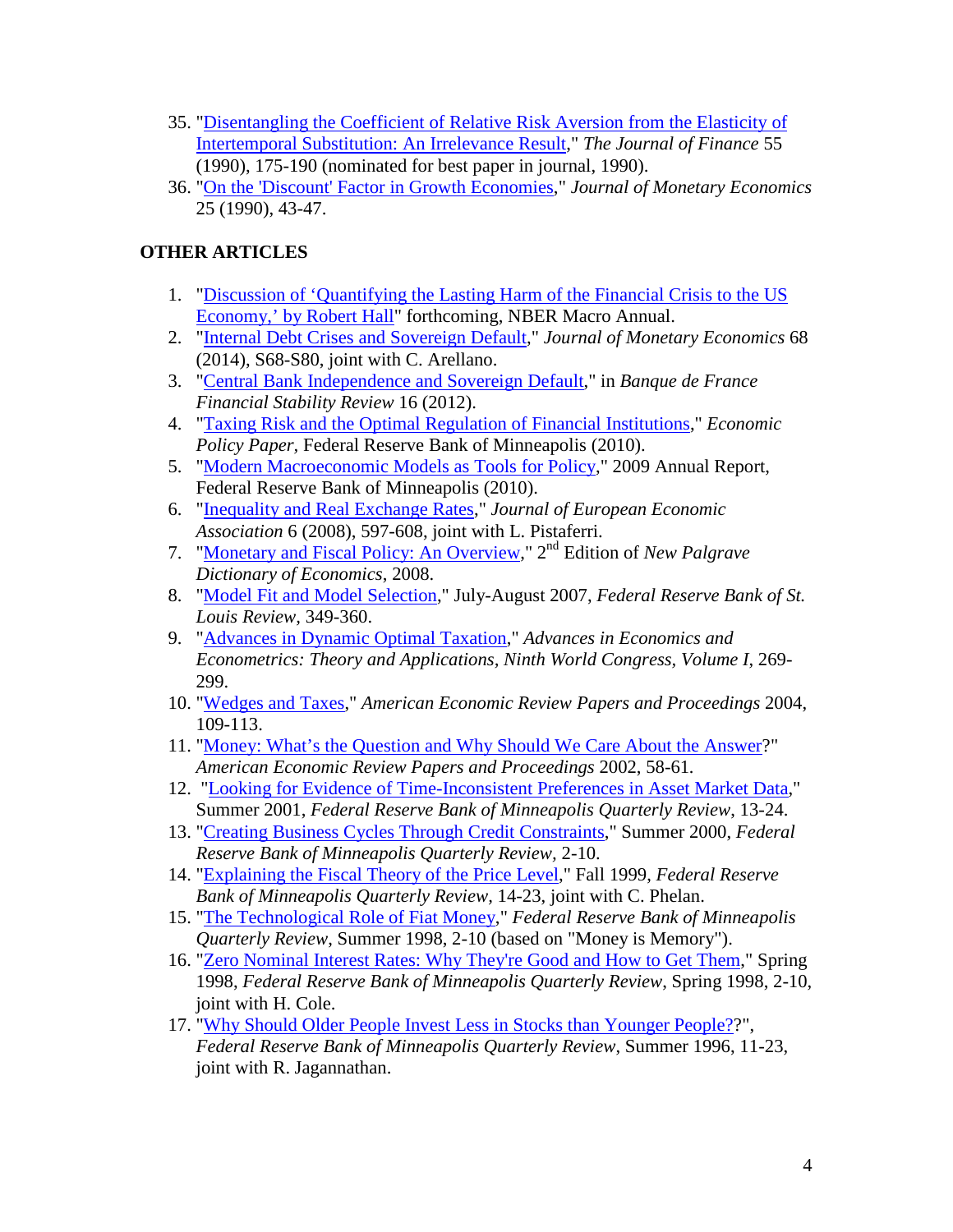35. "Disentangling the Coefficient of Relative Risk Aversion from the Elasticity of Intertemporal Substitution: An Irrelevance Result," *The Journal of Finance* 55 (1990), 175-190 (nominated for best paper in journal, 1990).
36. "On the 'Discount' Factor in Growth Economies," *Journal of Monetary Economics* 25 (1990), 43-47.

**OTHER ARTICLES**

1. "Discussion of 'Quantifying the Lasting Harm of the Financial Crisis to the US Economy,' by Robert Hall" forthcoming, NBER Macro Annual.
2. "Internal Debt Crises and Sovereign Default," *Journal of Monetary Economics* 68 (2014), S68-S80, joint with C. Arellano.
3. "Central Bank Independence and Sovereign Default," in *Banque de France Financial Stability Review* 16 (2012).
4. "Taxing Risk and the Optimal Regulation of Financial Institutions," *Economic Policy Paper*, Federal Reserve Bank of Minneapolis (2010).
5. "Modern Macroeconomic Models as Tools for Policy," 2009 Annual Report, Federal Reserve Bank of Minneapolis (2010).
6. "Inequality and Real Exchange Rates," *Journal of European Economic Association* 6 (2008), 597-608, joint with L. Pistaferri.
7. "Monetary and Fiscal Policy: An Overview," 2nd Edition of *New Palgrave Dictionary of Economics*, 2008.
8. "Model Fit and Model Selection," July-August 2007, *Federal Reserve Bank of St. Louis Review*, 349-360.
9. "Advances in Dynamic Optimal Taxation," *Advances in Economics and Econometrics: Theory and Applications, Ninth World Congress, Volume I*, 269-299.
10. "Wedges and Taxes," *American Economic Review Papers and Proceedings* 2004, 109-113.
11. "Money: What's the Question and Why Should We Care About the Answer?" *American Economic Review Papers and Proceedings* 2002, 58-61.
12. "Looking for Evidence of Time-Inconsistent Preferences in Asset Market Data," Summer 2001, *Federal Reserve Bank of Minneapolis Quarterly Review*, 13-24.
13. "Creating Business Cycles Through Credit Constraints," Summer 2000, *Federal Reserve Bank of Minneapolis Quarterly Review*, 2-10.
14. "Explaining the Fiscal Theory of the Price Level," Fall 1999, *Federal Reserve Bank of Minneapolis Quarterly Review*, 14-23, joint with C. Phelan.
15. "The Technological Role of Fiat Money," *Federal Reserve Bank of Minneapolis Quarterly Review*, Summer 1998, 2-10 (based on "Money is Memory").
16. "Zero Nominal Interest Rates: Why They're Good and How to Get Them," Spring 1998, *Federal Reserve Bank of Minneapolis Quarterly Review*, Spring 1998, 2-10, joint with H. Cole.
17. "Why Should Older People Invest Less in Stocks than Younger People??", *Federal Reserve Bank of Minneapolis Quarterly Review*, Summer 1996, 11-23, joint with R. Jagannathan.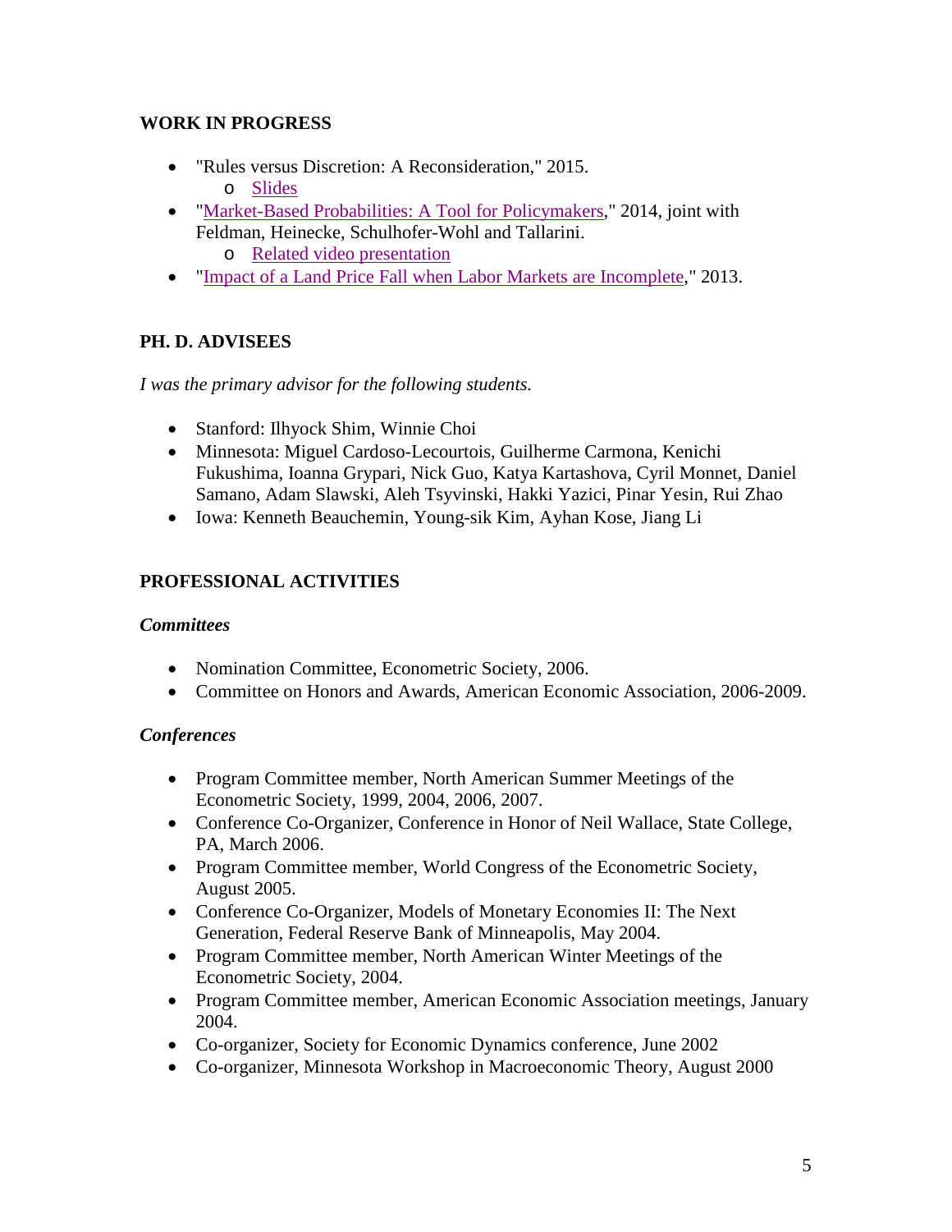## WORK IN PROGRESS

- "Rules versus Discretion: A Reconsideration," 2015.
  - Slides
- "Market-Based Probabilities: A Tool for Policymakers," 2014, joint with Feldman, Heinecke, Schulhofer-Wohl and Tallarini.
  - Related video presentation
- "Impact of a Land Price Fall when Labor Markets are Incomplete," 2013.

## PH. D. ADVISEES

*I was the primary advisor for the following students.*

- Stanford: Ilhyock Shim, Winnie Choi
- Minnesota: Miguel Cardoso-Lecourtois, Guilherme Carmona, Kenichi Fukushima, Ioanna Grypari, Nick Guo, Katya Kartashova, Cyril Monnet, Daniel Samano, Adam Slawski, Aleh Tsyvinski, Hakki Yazici, Pinar Yesin, Rui Zhao
- Iowa: Kenneth Beauchemin, Young-sik Kim, Ayhan Kose, Jiang Li

## PROFESSIONAL ACTIVITIES

### *Committees*

- Nomination Committee, Econometric Society, 2006.
- Committee on Honors and Awards, American Economic Association, 2006-2009.

### *Conferences*

- Program Committee member, North American Summer Meetings of the Econometric Society, 1999, 2004, 2006, 2007.
- Conference Co-Organizer, Conference in Honor of Neil Wallace, State College, PA, March 2006.
- Program Committee member, World Congress of the Econometric Society, August 2005.
- Conference Co-Organizer, Models of Monetary Economies II: The Next Generation, Federal Reserve Bank of Minneapolis, May 2004.
- Program Committee member, North American Winter Meetings of the Econometric Society, 2004.
- Program Committee member, American Economic Association meetings, January 2004.
- Co-organizer, Society for Economic Dynamics conference, June 2002
- Co-organizer, Minnesota Workshop in Macroeconomic Theory, August 2000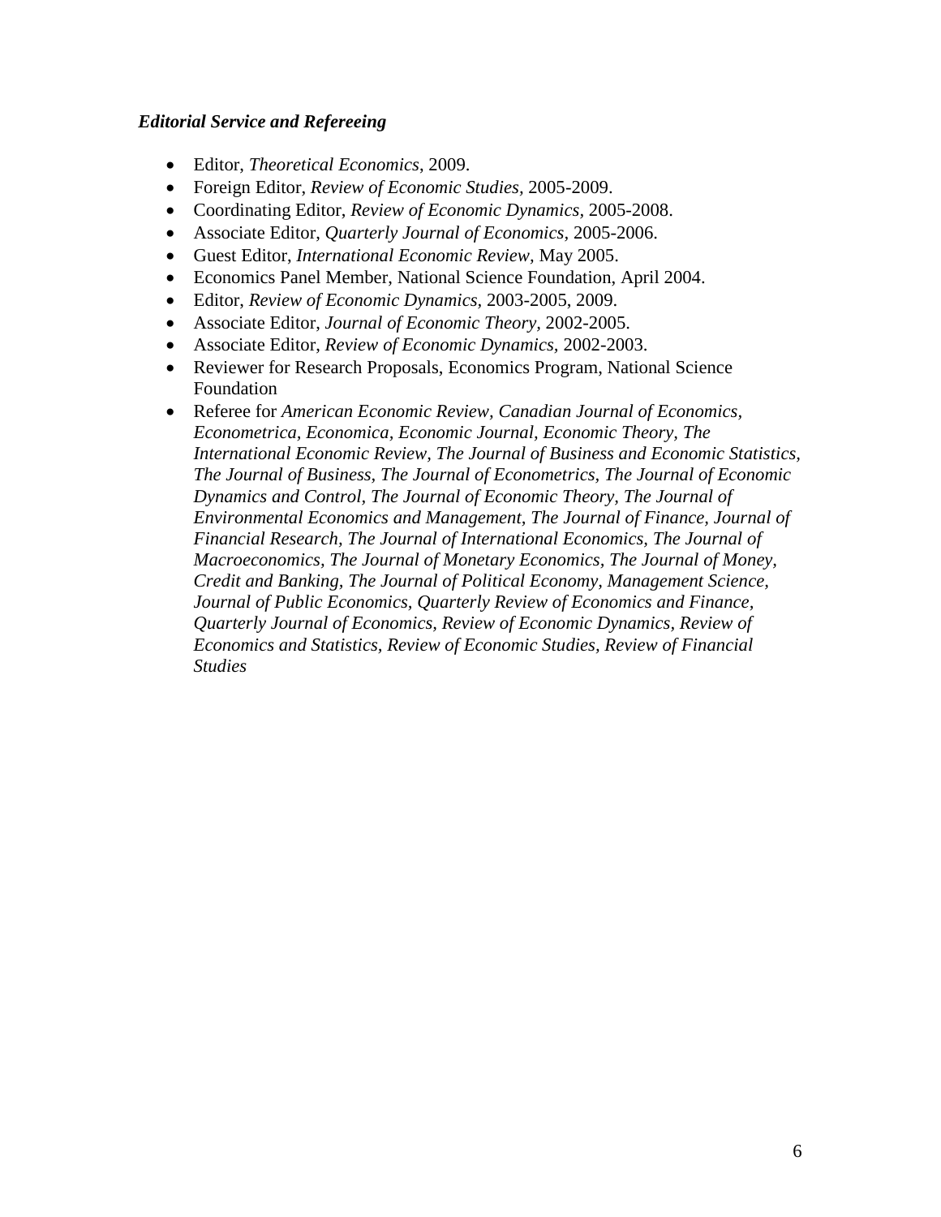### ***Editorial Service and Refereeing***

- Editor, *Theoretical Economics*, 2009.
- Foreign Editor, *Review of Economic Studies*, 2005-2009.
- Coordinating Editor, *Review of Economic Dynamics*, 2005-2008.
- Associate Editor, *Quarterly Journal of Economics*, 2005-2006.
- Guest Editor, *International Economic Review*, May 2005.
- Economics Panel Member, National Science Foundation, April 2004.
- Editor, *Review of Economic Dynamics*, 2003-2005, 2009.
- Associate Editor, *Journal of Economic Theory*, 2002-2005.
- Associate Editor, *Review of Economic Dynamics*, 2002-2003.
- Reviewer for Research Proposals, Economics Program, National Science Foundation
- Referee for *American Economic Review, Canadian Journal of Economics, Econometrica, Economica, Economic Journal, Economic Theory, The International Economic Review, The Journal of Business and Economic Statistics, The Journal of Business, The Journal of Econometrics, The Journal of Economic Dynamics and Control, The Journal of Economic Theory, The Journal of Environmental Economics and Management, The Journal of Finance, Journal of Financial Research, The Journal of International Economics, The Journal of Macroeconomics, The Journal of Monetary Economics, The Journal of Money, Credit and Banking, The Journal of Political Economy, Management Science, Journal of Public Economics, Quarterly Review of Economics and Finance, Quarterly Journal of Economics, Review of Economic Dynamics, Review of Economics and Statistics, Review of Economic Studies, Review of Financial Studies*